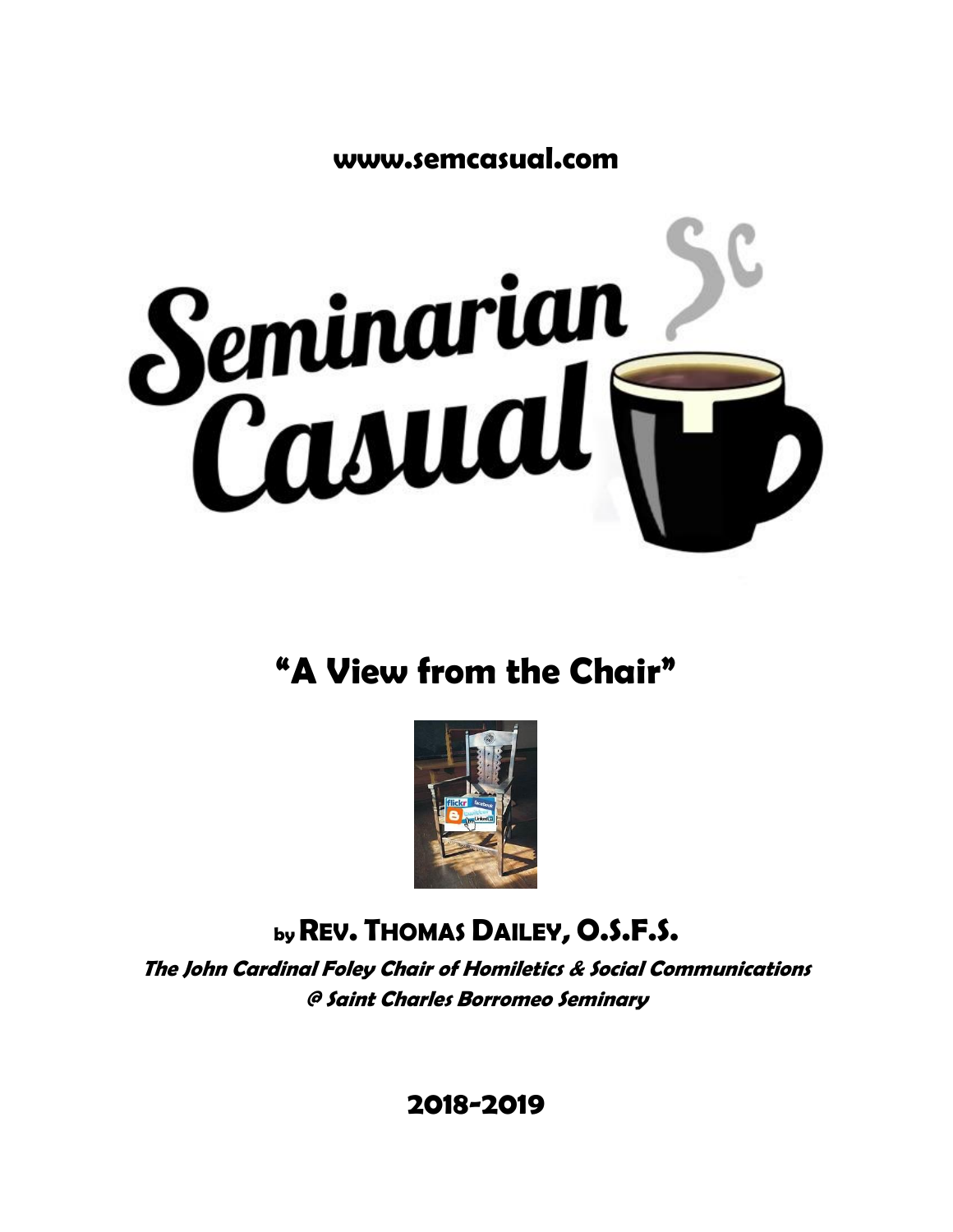**www.semcasual.com**

# Seminarian Casual

## "A View from the Chair"

### by Rev. Thomas Dailey, O.S.F.S.

***The John Cardinal Foley Chair of Homiletics & Social Communications***
***@ Saint Charles Borromeo Seminary***

**2018-2019**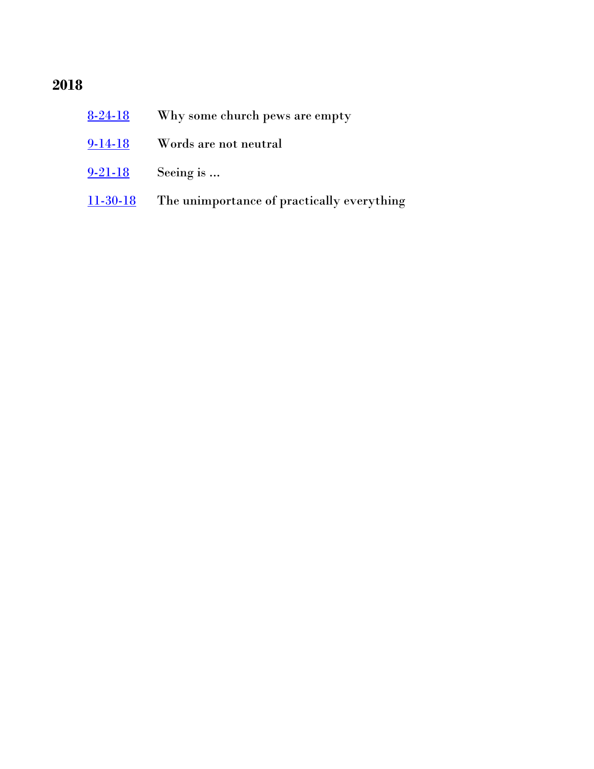## 2018

| | |
|---|---|
| 8-24-18 | Why some church pews are empty |
| 9-14-18 | Words are not neutral |
| 9-21-18 | Seeing is … |
| 11-30-18 | The unimportance of practically everything |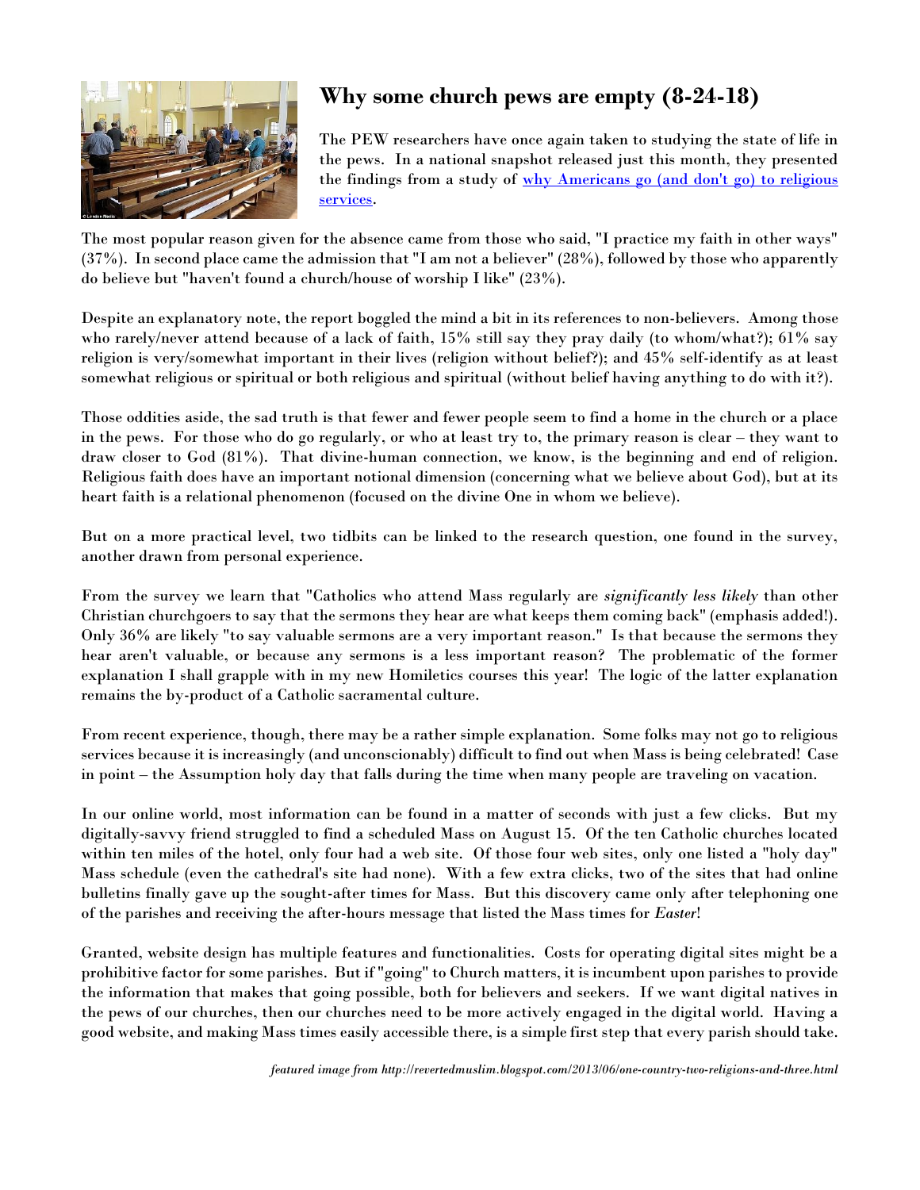## Why some church pews are empty (8-24-18)

The PEW researchers have once again taken to studying the state of life in the pews. In a national snapshot released just this month, they presented the findings from a study of [why Americans go (and don't go) to religious services](#).

The most popular reason given for the absence came from those who said, "I practice my faith in other ways" (37%). In second place came the admission that "I am not a believer" (28%), followed by those who apparently do believe but "haven't found a church/house of worship I like" (23%).

Despite an explanatory note, the report boggled the mind a bit in its references to non-believers. Among those who rarely/never attend because of a lack of faith, 15% still say they pray daily (to whom/what?); 61% say religion is very/somewhat important in their lives (religion without belief?); and 45% self-identify as at least somewhat religious or spiritual or both religious and spiritual (without belief having anything to do with it?).

Those oddities aside, the sad truth is that fewer and fewer people seem to find a home in the church or a place in the pews. For those who do go regularly, or who at least try to, the primary reason is clear – they want to draw closer to God (81%). That divine-human connection, we know, is the beginning and end of religion. Religious faith does have an important notional dimension (concerning what we believe about God), but at its heart faith is a relational phenomenon (focused on the divine One in whom we believe).

But on a more practical level, two tidbits can be linked to the research question, one found in the survey, another drawn from personal experience.

From the survey we learn that "Catholics who attend Mass regularly are *significantly less likely* than other Christian churchgoers to say that the sermons they hear are what keeps them coming back" (emphasis added!). Only 36% are likely "to say valuable sermons are a very important reason." Is that because the sermons they hear aren't valuable, or because any sermons is a less important reason? The problematic of the former explanation I shall grapple with in my new Homiletics courses this year! The logic of the latter explanation remains the by-product of a Catholic sacramental culture.

From recent experience, though, there may be a rather simple explanation. Some folks may not go to religious services because it is increasingly (and unconscionably) difficult to find out when Mass is being celebrated! Case in point – the Assumption holy day that falls during the time when many people are traveling on vacation.

In our online world, most information can be found in a matter of seconds with just a few clicks. But my digitally-savvy friend struggled to find a scheduled Mass on August 15. Of the ten Catholic churches located within ten miles of the hotel, only four had a web site. Of those four web sites, only one listed a "holy day" Mass schedule (even the cathedral's site had none). With a few extra clicks, two of the sites that had online bulletins finally gave up the sought-after times for Mass. But this discovery came only after telephoning one of the parishes and receiving the after-hours message that listed the Mass times for *Easter*!

Granted, website design has multiple features and functionalities. Costs for operating digital sites might be a prohibitive factor for some parishes. But if "going" to Church matters, it is incumbent upon parishes to provide the information that makes that going possible, both for believers and seekers. If we want digital natives in the pews of our churches, then our churches need to be more actively engaged in the digital world. Having a good website, and making Mass times easily accessible there, is a simple first step that every parish should take.

*featured image from http://revertedmuslim.blogspot.com/2013/06/one-country-two-religions-and-three.html*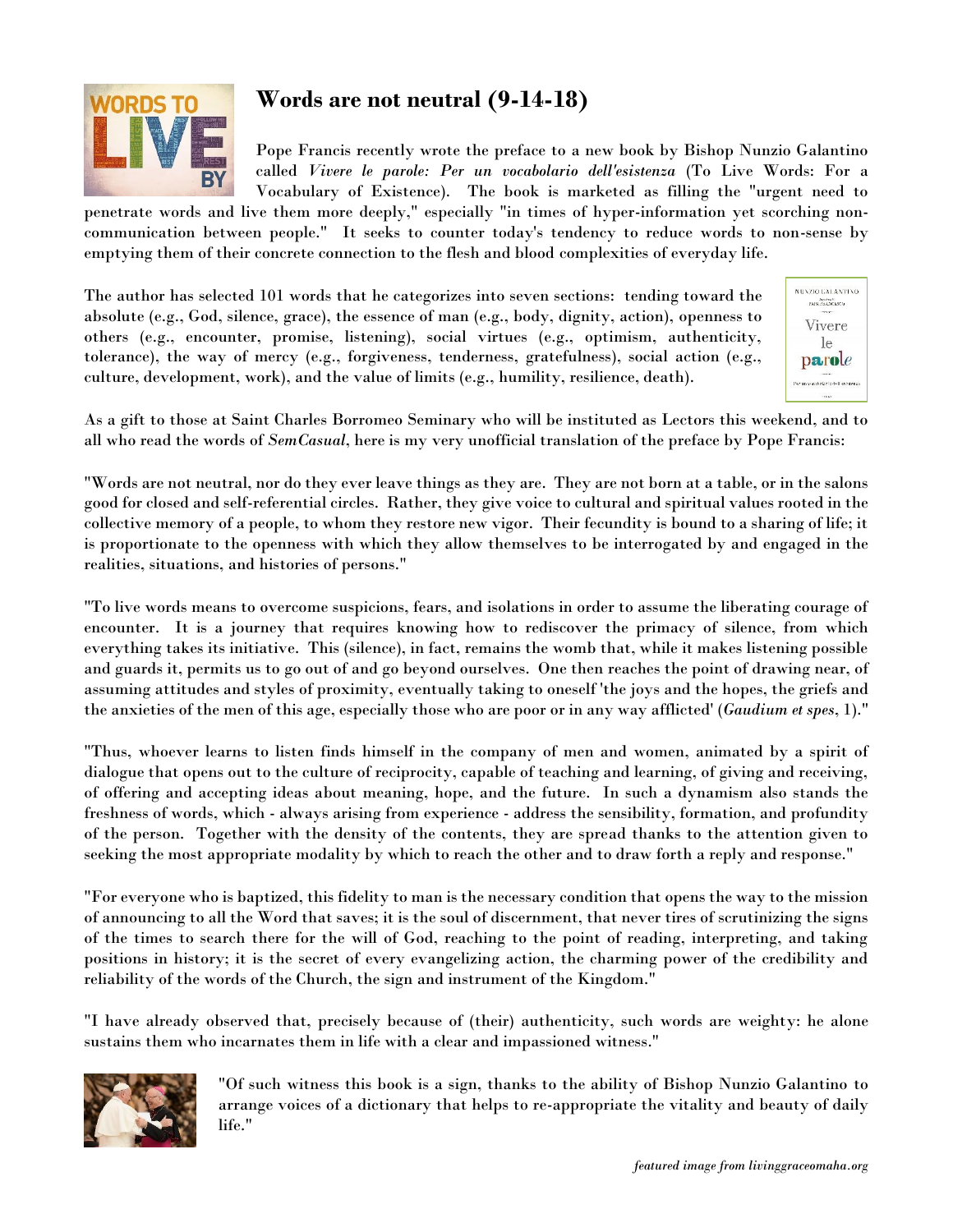# Words are not neutral (9-14-18)

Pope Francis recently wrote the preface to a new book by Bishop Nunzio Galantino called *Vivere le parole: Per un vocabolario dell'esistenza* (To Live Words: For a Vocabulary of Existence). The book is marketed as filling the "urgent need to penetrate words and live them more deeply," especially "in times of hyper-information yet scorching non-communication between people." It seeks to counter today's tendency to reduce words to non-sense by emptying them of their concrete connection to the flesh and blood complexities of everyday life.

The author has selected 101 words that he categorizes into seven sections: tending toward the absolute (e.g., God, silence, grace), the essence of man (e.g., body, dignity, action), openness to others (e.g., encounter, promise, listening), social virtues (e.g., optimism, authenticity, tolerance), the way of mercy (e.g., forgiveness, tenderness, gratefulness), social action (e.g., culture, development, work), and the value of limits (e.g., humility, resilience, death).

As a gift to those at Saint Charles Borromeo Seminary who will be instituted as Lectors this weekend, and to all who read the words of *SemCasual*, here is my very unofficial translation of the preface by Pope Francis:

"Words are not neutral, nor do they ever leave things as they are. They are not born at a table, or in the salons good for closed and self-referential circles. Rather, they give voice to cultural and spiritual values rooted in the collective memory of a people, to whom they restore new vigor. Their fecundity is bound to a sharing of life; it is proportionate to the openness with which they allow themselves to be interrogated by and engaged in the realities, situations, and histories of persons."

"To live words means to overcome suspicions, fears, and isolations in order to assume the liberating courage of encounter. It is a journey that requires knowing how to rediscover the primacy of silence, from which everything takes its initiative. This (silence), in fact, remains the womb that, while it makes listening possible and guards it, permits us to go out of and go beyond ourselves. One then reaches the point of drawing near, of assuming attitudes and styles of proximity, eventually taking to oneself 'the joys and the hopes, the griefs and the anxieties of the men of this age, especially those who are poor or in any way afflicted' (*Gaudium et spes*, 1)."

"Thus, whoever learns to listen finds himself in the company of men and women, animated by a spirit of dialogue that opens out to the culture of reciprocity, capable of teaching and learning, of giving and receiving, of offering and accepting ideas about meaning, hope, and the future. In such a dynamism also stands the freshness of words, which - always arising from experience - address the sensibility, formation, and profundity of the person. Together with the density of the contents, they are spread thanks to the attention given to seeking the most appropriate modality by which to reach the other and to draw forth a reply and response."

"For everyone who is baptized, this fidelity to man is the necessary condition that opens the way to the mission of announcing to all the Word that saves; it is the soul of discernment, that never tires of scrutinizing the signs of the times to search there for the will of God, reaching to the point of reading, interpreting, and taking positions in history; it is the secret of every evangelizing action, the charming power of the credibility and reliability of the words of the Church, the sign and instrument of the Kingdom."

"I have already observed that, precisely because of (their) authenticity, such words are weighty: he alone sustains them who incarnates them in life with a clear and impassioned witness."

"Of such witness this book is a sign, thanks to the ability of Bishop Nunzio Galantino to arrange voices of a dictionary that helps to re-appropriate the vitality and beauty of daily life."

*featured image from livinggraceomaha.org*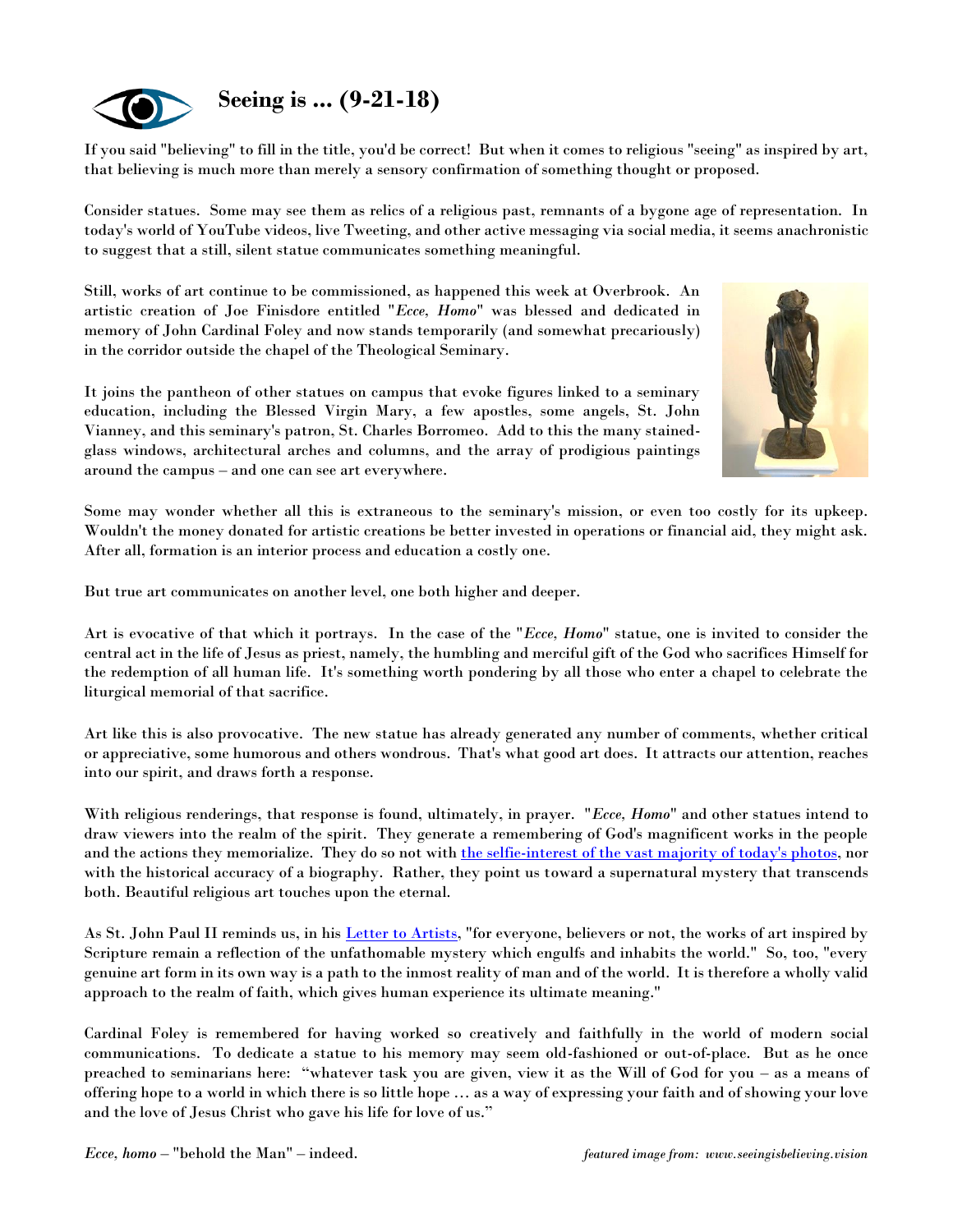# Seeing is ... (9-21-18)

If you said "believing" to fill in the title, you'd be correct! But when it comes to religious "seeing" as inspired by art, that believing is much more than merely a sensory confirmation of something thought or proposed.

Consider statues. Some may see them as relics of a religious past, remnants of a bygone age of representation. In today's world of YouTube videos, live Tweeting, and other active messaging via social media, it seems anachronistic to suggest that a still, silent statue communicates something meaningful.

Still, works of art continue to be commissioned, as happened this week at Overbrook. An artistic creation of Joe Finisdore entitled "*Ecce, Homo*" was blessed and dedicated in memory of John Cardinal Foley and now stands temporarily (and somewhat precariously) in the corridor outside the chapel of the Theological Seminary.

It joins the pantheon of other statues on campus that evoke figures linked to a seminary education, including the Blessed Virgin Mary, a few apostles, some angels, St. John Vianney, and this seminary's patron, St. Charles Borromeo. Add to this the many stained-glass windows, architectural arches and columns, and the array of prodigious paintings around the campus – and one can see art everywhere.

Some may wonder whether all this is extraneous to the seminary's mission, or even too costly for its upkeep. Wouldn't the money donated for artistic creations be better invested in operations or financial aid, they might ask. After all, formation is an interior process and education a costly one.

But true art communicates on another level, one both higher and deeper.

Art is evocative of that which it portrays. In the case of the "*Ecce, Homo*" statue, one is invited to consider the central act in the life of Jesus as priest, namely, the humbling and merciful gift of the God who sacrifices Himself for the redemption of all human life. It's something worth pondering by all those who enter a chapel to celebrate the liturgical memorial of that sacrifice.

Art like this is also provocative. The new statue has already generated any number of comments, whether critical or appreciative, some humorous and others wondrous. That's what good art does. It attracts our attention, reaches into our spirit, and draws forth a response.

With religious renderings, that response is found, ultimately, in prayer. "*Ecce, Homo*" and other statues intend to draw viewers into the realm of the spirit. They generate a remembering of God's magnificent works in the people and the actions they memorialize. They do so not with the selfie-interest of the vast majority of today's photos, nor with the historical accuracy of a biography. Rather, they point us toward a supernatural mystery that transcends both. Beautiful religious art touches upon the eternal.

As St. John Paul II reminds us, in his Letter to Artists, "for everyone, believers or not, the works of art inspired by Scripture remain a reflection of the unfathomable mystery which engulfs and inhabits the world." So, too, "every genuine art form in its own way is a path to the inmost reality of man and of the world. It is therefore a wholly valid approach to the realm of faith, which gives human experience its ultimate meaning."

Cardinal Foley is remembered for having worked so creatively and faithfully in the world of modern social communications. To dedicate a statue to his memory may seem old-fashioned or out-of-place. But as he once preached to seminarians here: "whatever task you are given, view it as the Will of God for you – as a means of offering hope to a world in which there is so little hope … as a way of expressing your faith and of showing your love and the love of Jesus Christ who gave his life for love of us."

*Ecce, homo* – "behold the Man" – indeed.

*featured image from: www.seeingisbelieving.vision*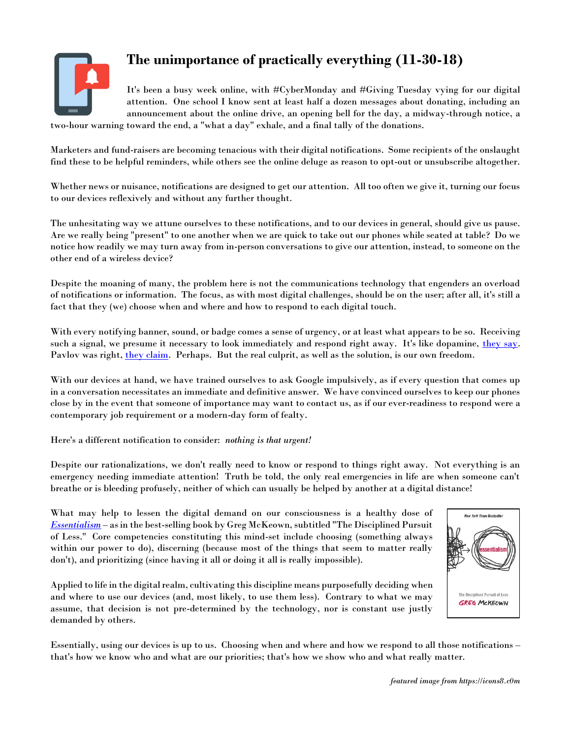# The unimportance of practically everything (11-30-18)

It's been a busy week online, with #CyberMonday and #Giving Tuesday vying for our digital attention. One school I know sent at least half a dozen messages about donating, including an announcement about the online drive, an opening bell for the day, a midway-through notice, a two-hour warning toward the end, a "what a day" exhale, and a final tally of the donations.

Marketers and fund-raisers are becoming tenacious with their digital notifications. Some recipients of the onslaught find these to be helpful reminders, while others see the online deluge as reason to opt-out or unsubscribe altogether.

Whether news or nuisance, notifications are designed to get our attention. All too often we give it, turning our focus to our devices reflexively and without any further thought.

The unhesitating way we attune ourselves to these notifications, and to our devices in general, should give us pause. Are we really being "present" to one another when we are quick to take out our phones while seated at table? Do we notice how readily we may turn away from in-person conversations to give our attention, instead, to someone on the other end of a wireless device?

Despite the moaning of many, the problem here is not the communications technology that engenders an overload of notifications or information. The focus, as with most digital challenges, should be on the user; after all, it's still a fact that they (we) choose when and where and how to respond to each digital touch.

With every notifying banner, sound, or badge comes a sense of urgency, or at least what appears to be so. Receiving such a signal, we presume it necessary to look immediately and respond right away. It's like dopamine, they say. Pavlov was right, they claim. Perhaps. But the real culprit, as well as the solution, is our own freedom.

With our devices at hand, we have trained ourselves to ask Google impulsively, as if every question that comes up in a conversation necessitates an immediate and definitive answer. We have convinced ourselves to keep our phones close by in the event that someone of importance may want to contact us, as if our ever-readiness to respond were a contemporary job requirement or a modern-day form of fealty.

Here's a different notification to consider: *nothing is that urgent!*

Despite our rationalizations, we don't really need to know or respond to things right away. Not everything is an emergency needing immediate attention! Truth be told, the only real emergencies in life are when someone can't breathe or is bleeding profusely, neither of which can usually be helped by another at a digital distance!

What may help to lessen the digital demand on our consciousness is a healthy dose of *Essentialism* – as in the best-selling book by Greg McKeown, subtitled "The Disciplined Pursuit of Less." Core competencies constituting this mind-set include choosing (something always within our power to do), discerning (because most of the things that seem to matter really don't), and prioritizing (since having it all or doing it all is really impossible).

Applied to life in the digital realm, cultivating this discipline means purposefully deciding when and where to use our devices (and, most likely, to use them less). Contrary to what we may assume, that decision is not pre-determined by the technology, nor is constant use justly demanded by others.

Essentially, using our devices is up to us. Choosing when and where and how we respond to all those notifications – that's how we know who and what are our priorities; that's how we show who and what really matter.

*featured image from https://icons8.c0m*